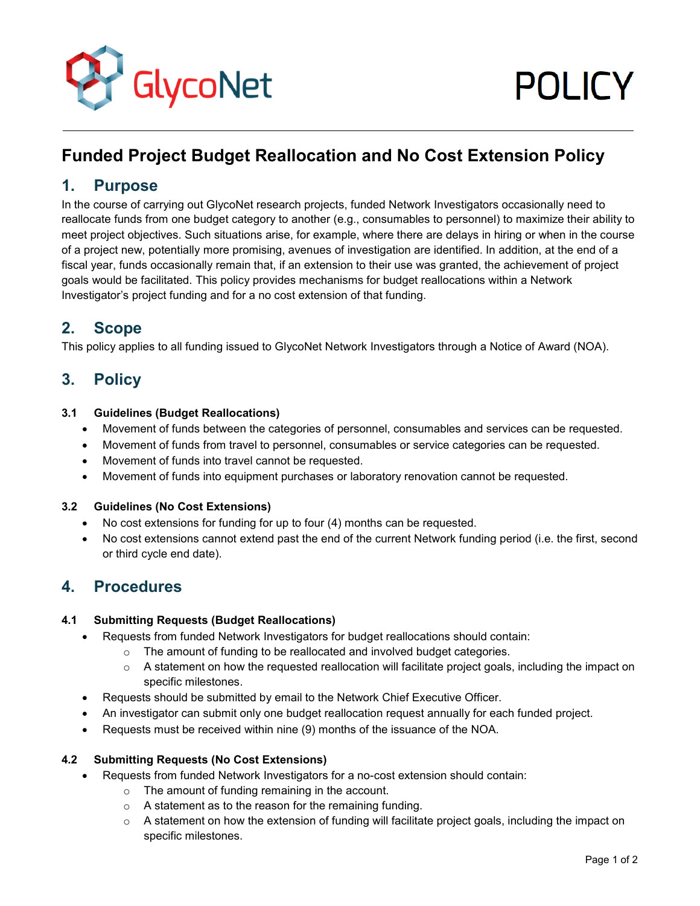GlycoNet

POLICY

# Funded Project Budget Reallocation and No Cost Extension Policy

## 1. Purpose

In the course of carrying out GlycoNet research projects, funded Network Investigators occasionally need to reallocate funds from one budget category to another (e.g., consumables to personnel) to maximize their ability to meet project objectives. Such situations arise, for example, where there are delays in hiring or when in the course of a project new, potentially more promising, avenues of investigation are identified. In addition, at the end of a fiscal year, funds occasionally remain that, if an extension to their use was granted, the achievement of project goals would be facilitated. This policy provides mechanisms for budget reallocations within a Network Investigator's project funding and for a no cost extension of that funding.

## 2. Scope

This policy applies to all funding issued to GlycoNet Network Investigators through a Notice of Award (NOA).

## 3. Policy

### 3.1 Guidelines (Budget Reallocations)

- Movement of funds between the categories of personnel, consumables and services can be requested.
- Movement of funds from travel to personnel, consumables or service categories can be requested.
- Movement of funds into travel cannot be requested.
- Movement of funds into equipment purchases or laboratory renovation cannot be requested.

### 3.2 Guidelines (No Cost Extensions)

- No cost extensions for funding for up to four (4) months can be requested.
- No cost extensions cannot extend past the end of the current Network funding period (i.e. the first, second or third cycle end date).

## 4. Procedures

### 4.1 Submitting Requests (Budget Reallocations)

- Requests from funded Network Investigators for budget reallocations should contain:
  - The amount of funding to be reallocated and involved budget categories.
  - A statement on how the requested reallocation will facilitate project goals, including the impact on specific milestones.
- Requests should be submitted by email to the Network Chief Executive Officer.
- An investigator can submit only one budget reallocation request annually for each funded project.
- Requests must be received within nine (9) months of the issuance of the NOA.

### 4.2 Submitting Requests (No Cost Extensions)

- Requests from funded Network Investigators for a no-cost extension should contain:
  - The amount of funding remaining in the account.
  - A statement as to the reason for the remaining funding.
  - A statement on how the extension of funding will facilitate project goals, including the impact on specific milestones.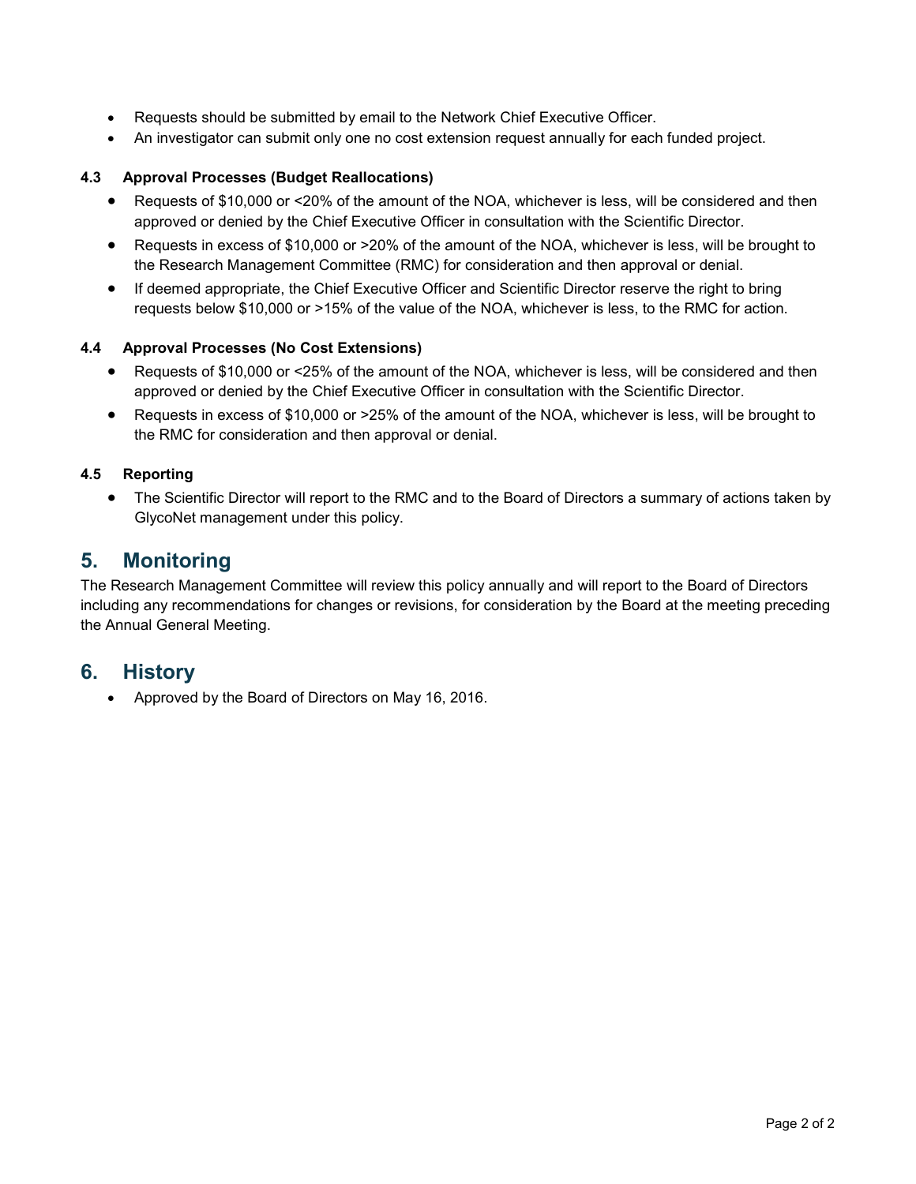- Requests should be submitted by email to the Network Chief Executive Officer.
- An investigator can submit only one no cost extension request annually for each funded project.

### 4.3 Approval Processes (Budget Reallocations)

- Requests of $10,000 or <20% of the amount of the NOA, whichever is less, will be considered and then approved or denied by the Chief Executive Officer in consultation with the Scientific Director.
- Requests in excess of $10,000 or >20% of the amount of the NOA, whichever is less, will be brought to the Research Management Committee (RMC) for consideration and then approval or denial.
- If deemed appropriate, the Chief Executive Officer and Scientific Director reserve the right to bring requests below $10,000 or >15% of the value of the NOA, whichever is less, to the RMC for action.

### 4.4 Approval Processes (No Cost Extensions)

- Requests of $10,000 or <25% of the amount of the NOA, whichever is less, will be considered and then approved or denied by the Chief Executive Officer in consultation with the Scientific Director.
- Requests in excess of $10,000 or >25% of the amount of the NOA, whichever is less, will be brought to the RMC for consideration and then approval or denial.

### 4.5 Reporting

- The Scientific Director will report to the RMC and to the Board of Directors a summary of actions taken by GlycoNet management under this policy.

## 5. Monitoring

The Research Management Committee will review this policy annually and will report to the Board of Directors including any recommendations for changes or revisions, for consideration by the Board at the meeting preceding the Annual General Meeting.

## 6. History

- Approved by the Board of Directors on May 16, 2016.